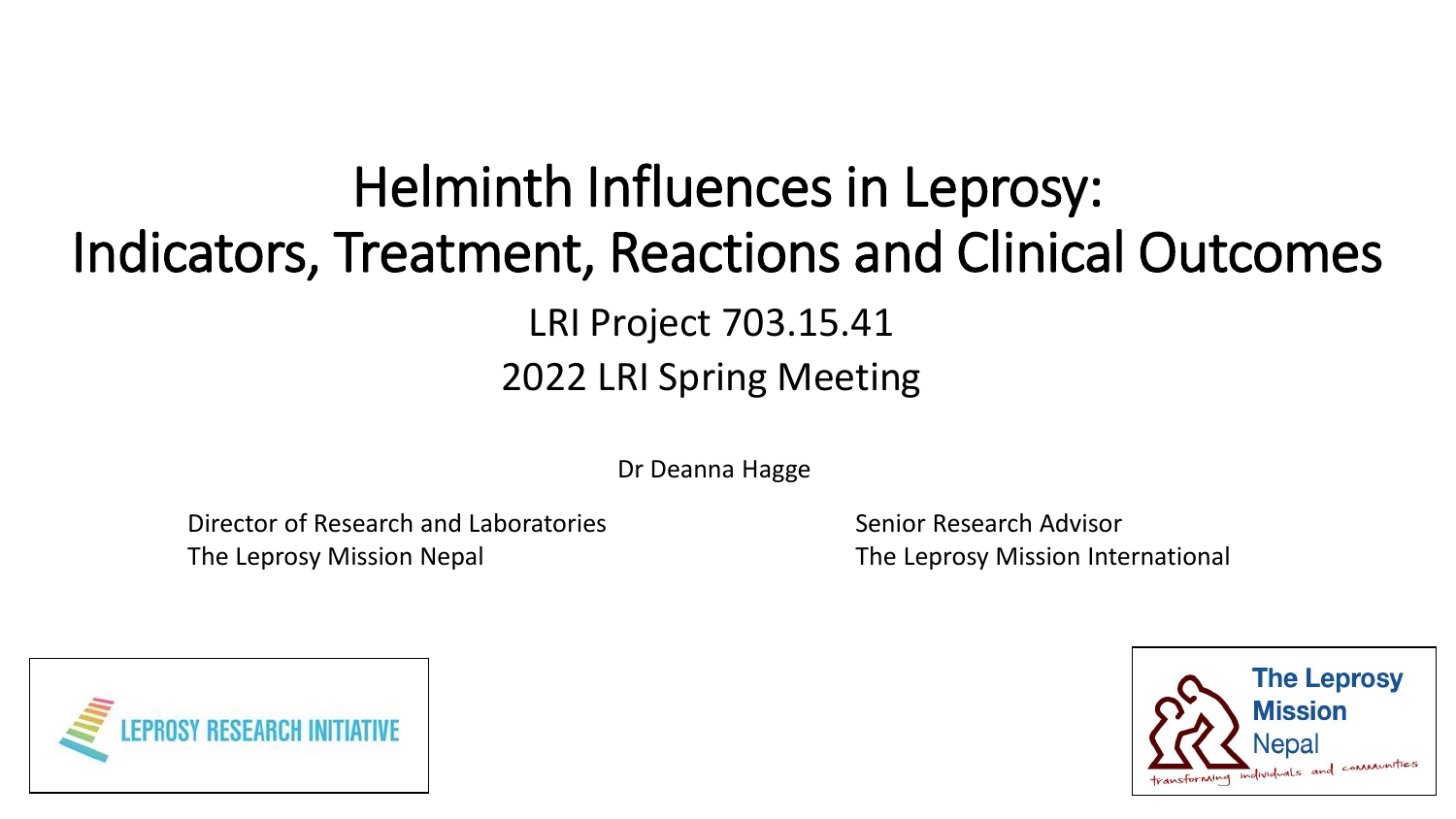# Helminth Influences in Leprosy: Indicators, Treatment, Reactions and Clinical Outcomes

LRI Project 703.15.41

2022 LRI Spring Meeting

Dr Deanna Hagge

Director of Research and Laboratories
The Leprosy Mission Nepal

Senior Research Advisor
The Leprosy Mission International

LEPROSY RESEARCH INITIATIVE

The Leprosy Mission Nepal
transforming individuals and communities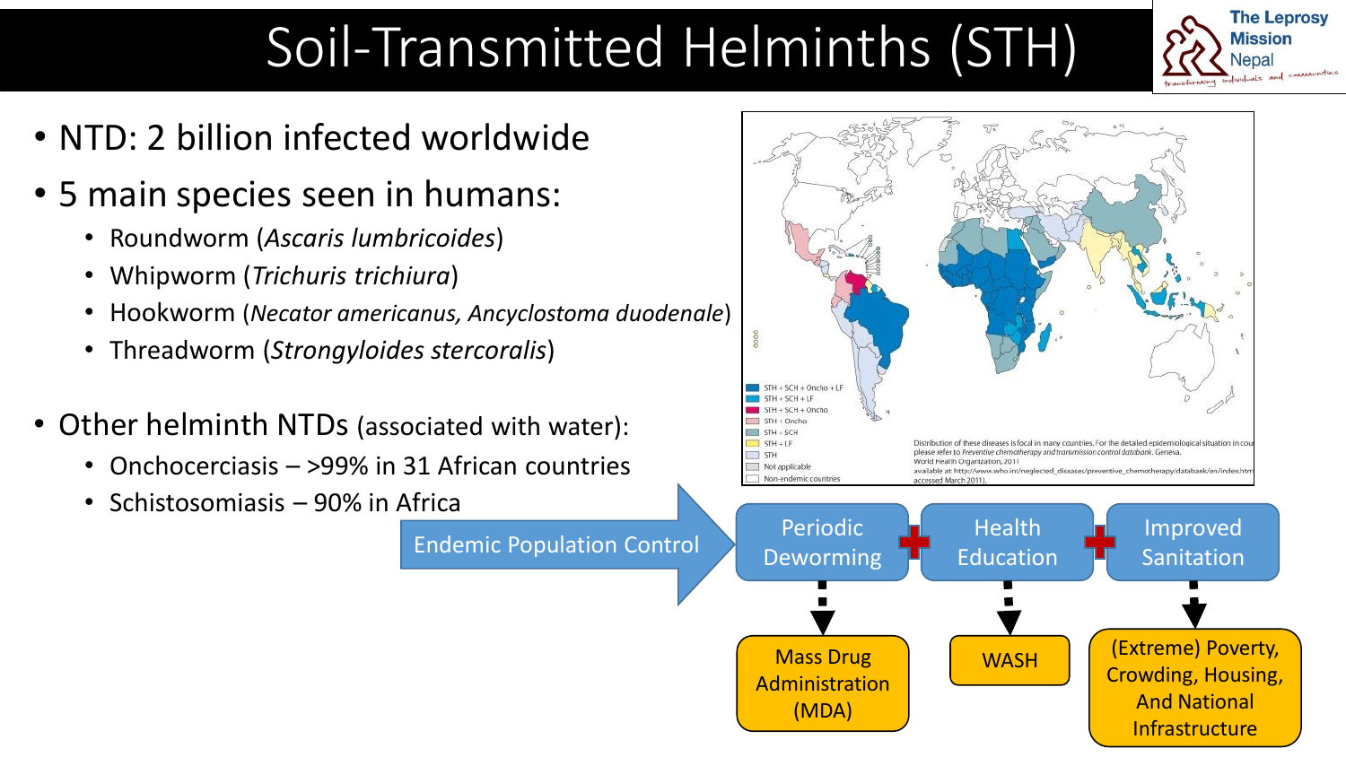# Soil-Transmitted Helminths (STH)

- NTD: 2 billion infected worldwide
- 5 main species seen in humans:
  - Roundworm (*Ascaris lumbricoides*)
  - Whipworm (*Trichuris trichiura*)
  - Hookworm (*Necator americanus, Ancyclostoma duodenale*)
  - Threadworm (*Strongyloides stercoralis*)
- Other helminth NTDs (associated with water):
  - Onchocerciasis – >99% in 31 African countries
  - Schistosomiasis – 90% in Africa

STH + SCH + Oncho + LF
STH + SCH + LF
STH + SCH + Oncho
STH + Oncho
STH + SCH
STH + LF
STH
Not applicable
Non-endemic countries

Distribution of these diseases is focal in many countries. For the detailed epidemiological situation in cou please refer to *Preventive chemotherapy and transmission control databank*. Geneva. World Health Organization, 2011 available at http://www.who.int/neglected_diseases/preventive_chemotherapy/databank/en/index.htm accessed March 2011).

Endemic Population Control → Periodic Deworming + Health Education + Improved Sanitation

- Periodic Deworming → Mass Drug Administration (MDA)
- Health Education → WASH
- Improved Sanitation → (Extreme) Poverty, Crowding, Housing, And National Infrastructure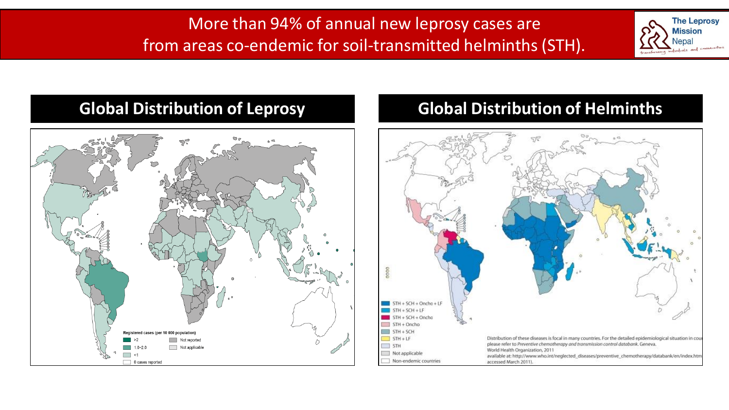# More than 94% of annual new leprosy cases are from areas co-endemic for soil-transmitted helminths (STH).

## Global Distribution of Leprosy

Registered cases (per 10 000 population)

- >2
- 1.0–2.0
- <1
- 0 cases reported
- Not reported
- Not applicable

## Global Distribution of Helminths

- STH + SCH + Oncho + LF
- STH + SCH + LF
- STH + SCH + Oncho
- STH + Oncho
- STH + SCH
- STH + LF
- STH
- Not applicable
- Non-endemic countries

Distribution of these diseases is focal in many countries. For the detailed epidemiological situation in cou please refer to *Preventive chemotherapy and transmission control databank*. Geneva. World Health Organization, 2011 available at: http://www.who.int/neglected_diseases/preventive_chemotherapy/databank/en/index.htm accessed March 2011).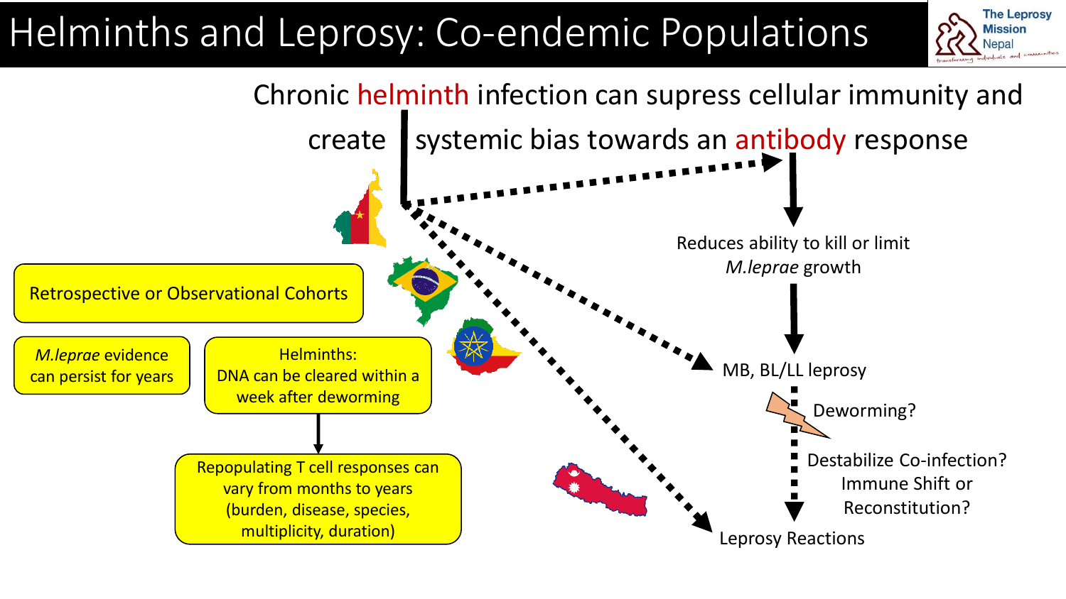# Helminths and Leprosy: Co-endemic Populations

Chronic helminth infection can supress cellular immunity and create systemic bias towards an antibody response

Reduces ability to kill or limit *M.leprae* growth

MB, BL/LL leprosy

Deworming?

Destabilize Co-infection? Immune Shift or Reconstitution?

Leprosy Reactions

Retrospective or Observational Cohorts

*M.leprae* evidence can persist for years

Helminths: DNA can be cleared within a week after deworming

Repopulating T cell responses can vary from months to years (burden, disease, species, multiplicity, duration)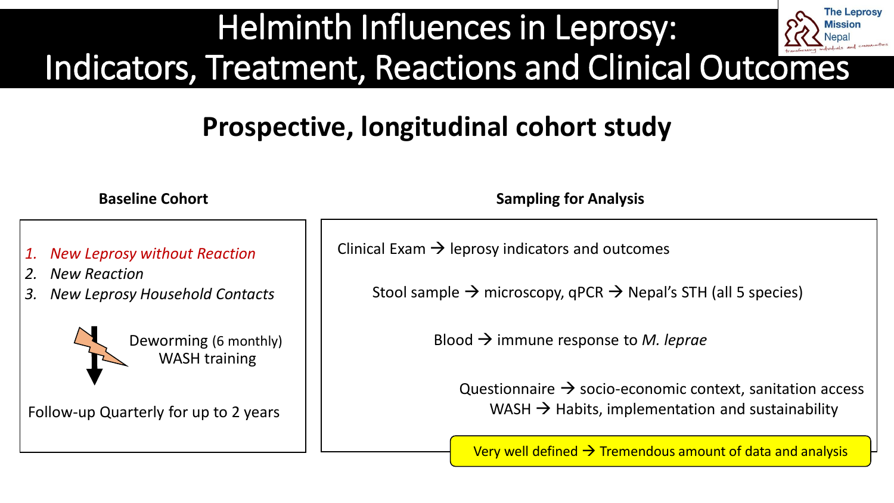# Helminth Influences in Leprosy: Indicators, Treatment, Reactions and Clinical Outcomes

The Leprosy Mission Nepal

## Prospective, longitudinal cohort study

### Baseline Cohort

1. *New Leprosy without Reaction*
2. *New Reaction*
3. *New Leprosy Household Contacts*

Deworming (6 monthly)
WASH training

Follow-up Quarterly for up to 2 years

### Sampling for Analysis

Clinical Exam → leprosy indicators and outcomes

Stool sample → microscopy, qPCR → Nepal's STH (all 5 species)

Blood → immune response to *M. leprae*

Questionnaire → socio-economic context, sanitation access

WASH → Habits, implementation and sustainability

Very well defined → Tremendous amount of data and analysis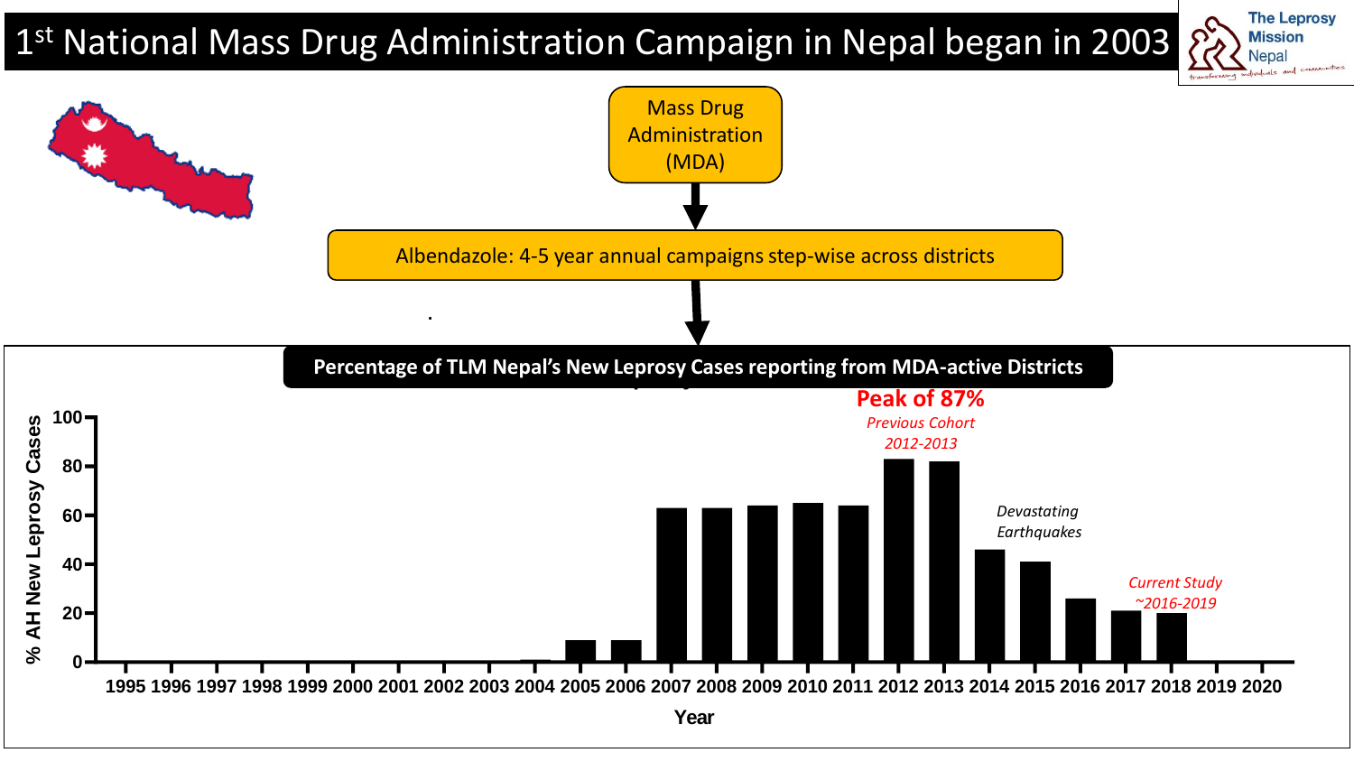# 1st National Mass Drug Administration Campaign in Nepal began in 2003

The Leprosy Mission Nepal

Mass Drug Administration (MDA)

Albendazole: 4-5 year annual campaigns step-wise across districts

**Percentage of TLM Nepal's New Leprosy Cases reporting from MDA-active Districts**

**Peak of 87%**
*Previous Cohort 2012-2013*

*Devastating Earthquakes*

*Current Study ~2016-2019*

% AH New Leprosy Cases (y-axis: 0, 20, 40, 60, 80, 100)

Year (x-axis: 1995 1996 1997 1998 1999 2000 2001 2002 2003 2004 2005 2006 2007 2008 2009 2010 2011 2012 2013 2014 2015 2016 2017 2018 2019 2020)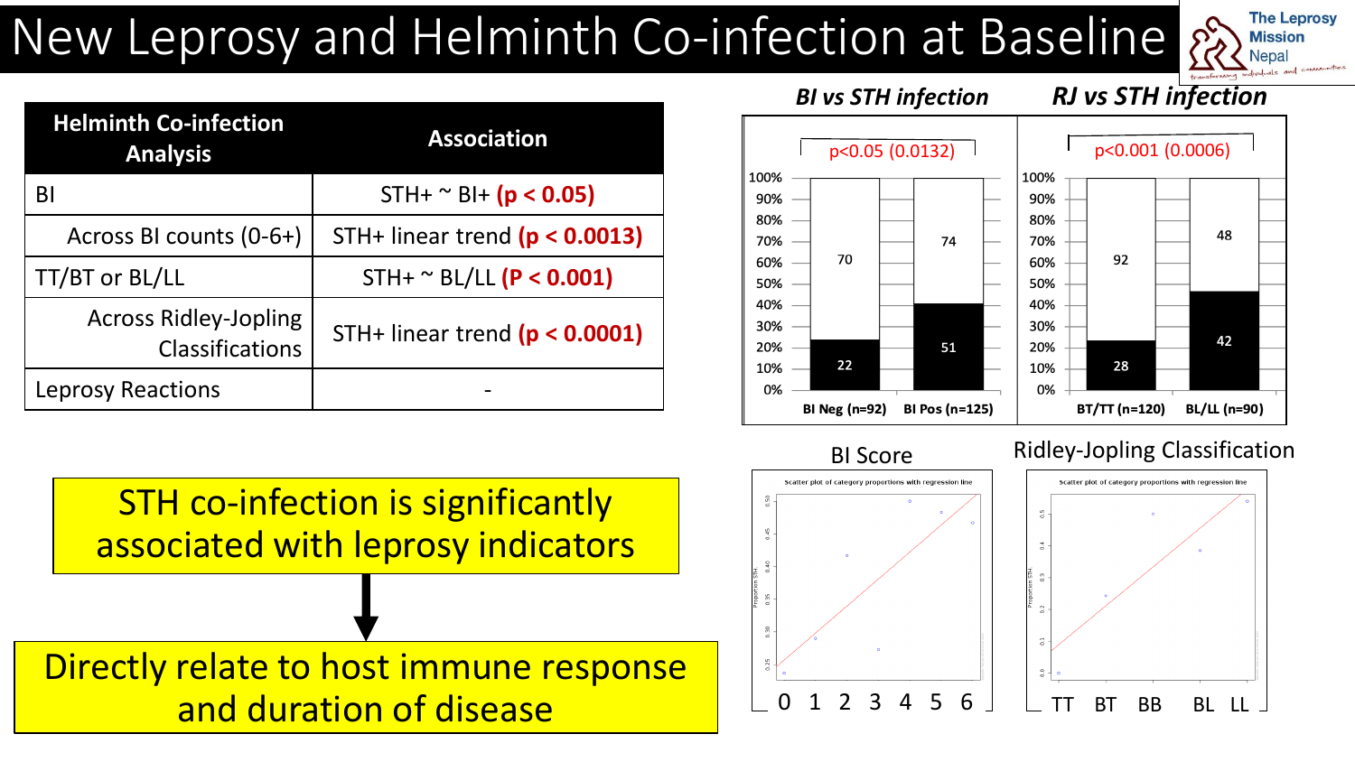# New Leprosy and Helminth Co-infection at Baseline

The Leprosy Mission Nepal

| Helminth Co-infection Analysis | Association |
|---|---|
| BI | STH+ ~ BI+ **($p < 0.05$)** |
| Across BI counts (0-6+) | STH+ linear trend **($p < 0.0013$)** |
| TT/BT or BL/LL | STH+ ~ BL/LL **($P < 0.001$)** |
| Across Ridley-Jopling Classifications | STH+ linear trend **($p < 0.0001$)** |
| Leprosy Reactions | - |

**BI vs STH infection**

$p<0.05$ (0.0132)

| | BI Neg (n=92) | BI Pos (n=125) |
|---|---|---|
| STH− | 70 | 74 |
| STH+ | 22 | 51 |

**RJ vs STH infection**

$p<0.001$ (0.0006)

| | BT/TT (n=120) | BL/LL (n=90) |
|---|---|---|
| STH− | 92 | 48 |
| STH+ | 28 | 42 |

BI Score

Scatter plot of category proportions with regression line (Proportion STH; BI: 0 1 2 3 4 5 6)

Ridley-Jopling Classification

Scatter plot of category proportions with regression line (Proportion STH; TT BT BB BL LL)

STH co-infection is significantly associated with leprosy indicators

↓

Directly relate to host immune response and duration of disease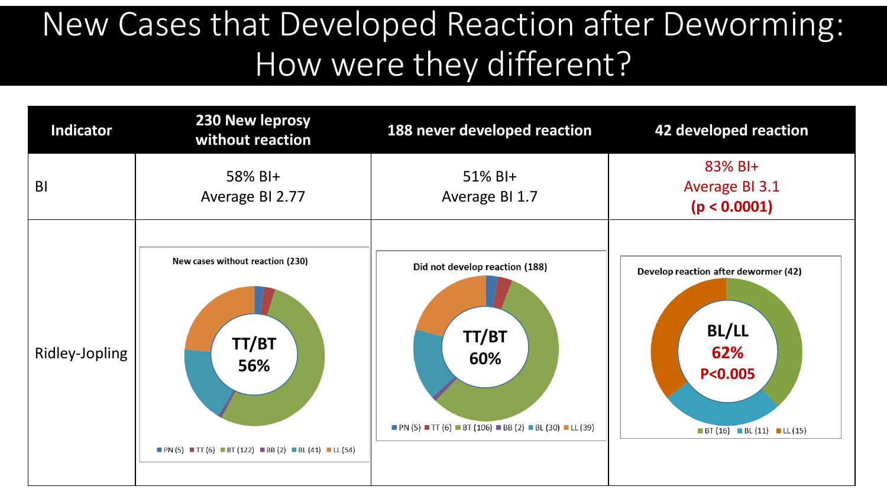# New Cases that Developed Reaction after Deworming: How were they different?

| Indicator | 230 New leprosy without reaction | 188 never developed reaction | 42 developed reaction |
|---|---|---|---|
| BI | 58% BI+<br>Average BI 2.77 | 51% BI+<br>Average BI 1.7 | 83% BI+<br>Average BI 3.1<br>**($p < 0.0001$)** |
| Ridley-Jopling | New cases without reaction (230)<br>**TT/BT 56%**<br>PN (5), TT (6), BT (122), BB (2), BL (41), LL (54) | Did not develop reaction (188)<br>**TT/BT 60%**<br>PN (5), TT (6), BT (106), BB (2), BL (30), LL (39) | Develop reaction after dewormer (42)<br>**BL/LL 62%**<br>**$P<0.005$**<br>BT (16), BL (11), LL (15) |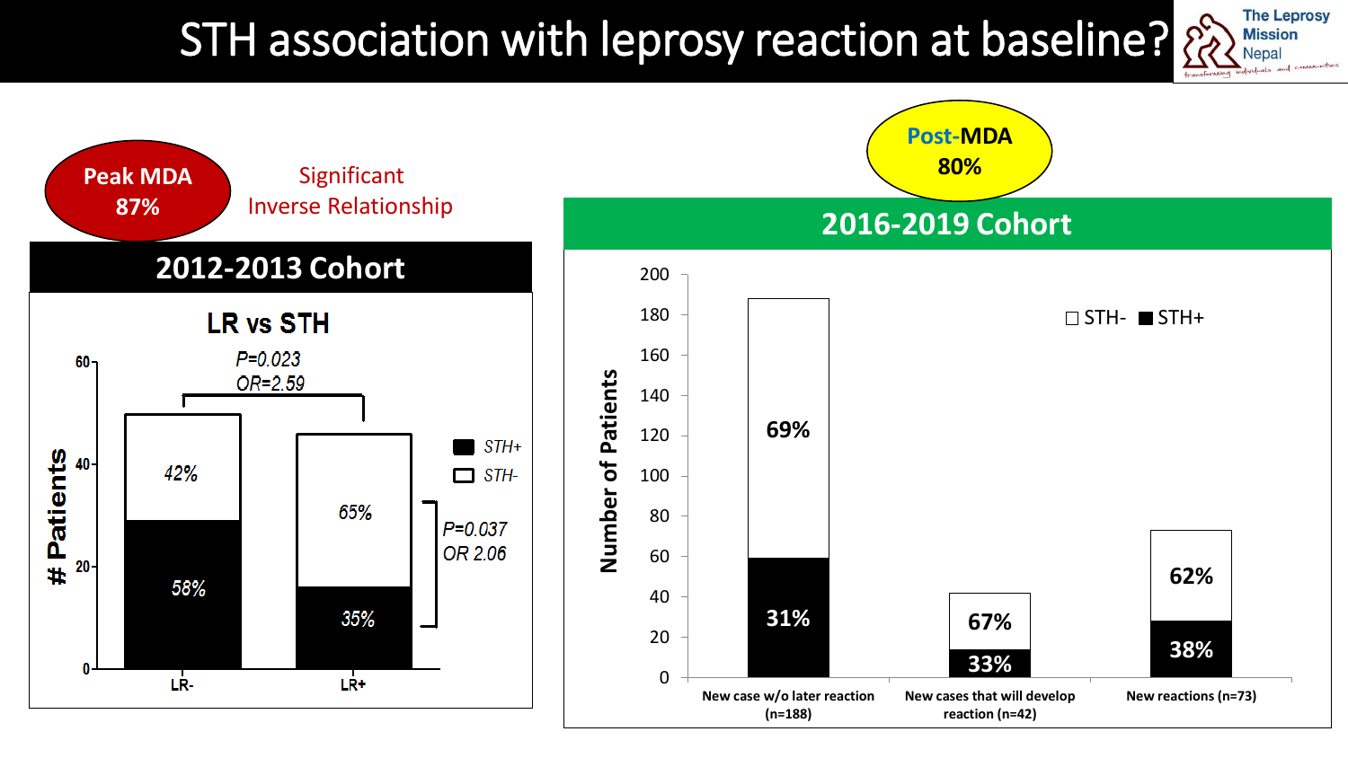# STH association with leprosy reaction at baseline?

The Leprosy Mission Nepal

**Peak MDA 87%**

Significant Inverse Relationship

## 2012-2013 Cohort

### LR vs STH

| | STH+ | STH- |
|---|---|---|
| LR- | 58% | 42% |
| LR+ | 35% | 65% |

P=0.023, OR=2.59

P=0.037, OR 2.06

**Post-MDA 80%**

## 2016-2019 Cohort

| | STH- | STH+ |
|---|---|---|
| New case w/o later reaction (n=188) | 69% | 31% |
| New cases that will develop reaction (n=42) | 67% | 33% |
| New reactions (n=73) | 62% | 38% |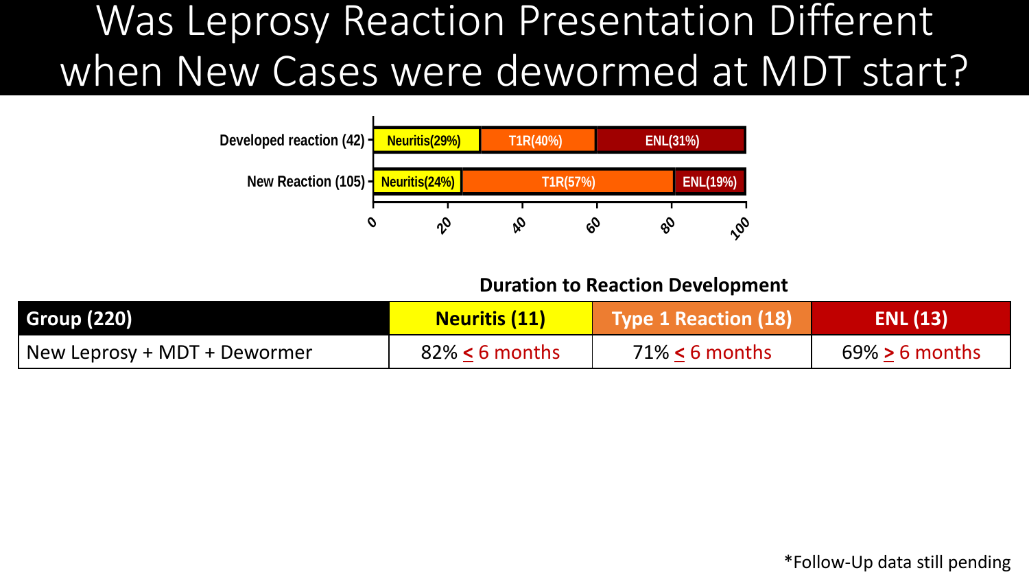# Was Leprosy Reaction Presentation Different when New Cases were dewormed at MDT start?

| | Neuritis | T1R | ENL |
|---|---|---|---|
| Developed reaction (42) | Neuritis(29%) | T1R(40%) | ENL(31%) |
| New Reaction (105) | Neuritis(24%) | T1R(57%) | ENL(19%) |

**Duration to Reaction Development**

| Group (220) | Neuritis (11) | Type 1 Reaction (18) | ENL (13) |
|---|---|---|---|
| New Leprosy + MDT + Dewormer | 82% $\leq$ 6 months | 71% $\leq$ 6 months | 69% $\geq$ 6 months |

*Follow-Up data still pending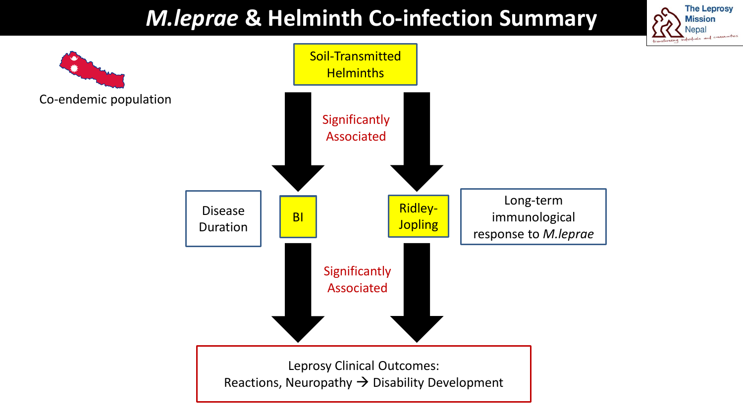# *M.leprae* & Helminth Co-infection Summary

Co-endemic population

Soil-Transmitted Helminths

Significantly Associated

Disease Duration

BI

Ridley-Jopling

Long-term immunological response to *M.leprae*

Significantly Associated

Leprosy Clinical Outcomes:
Reactions, Neuropathy → Disability Development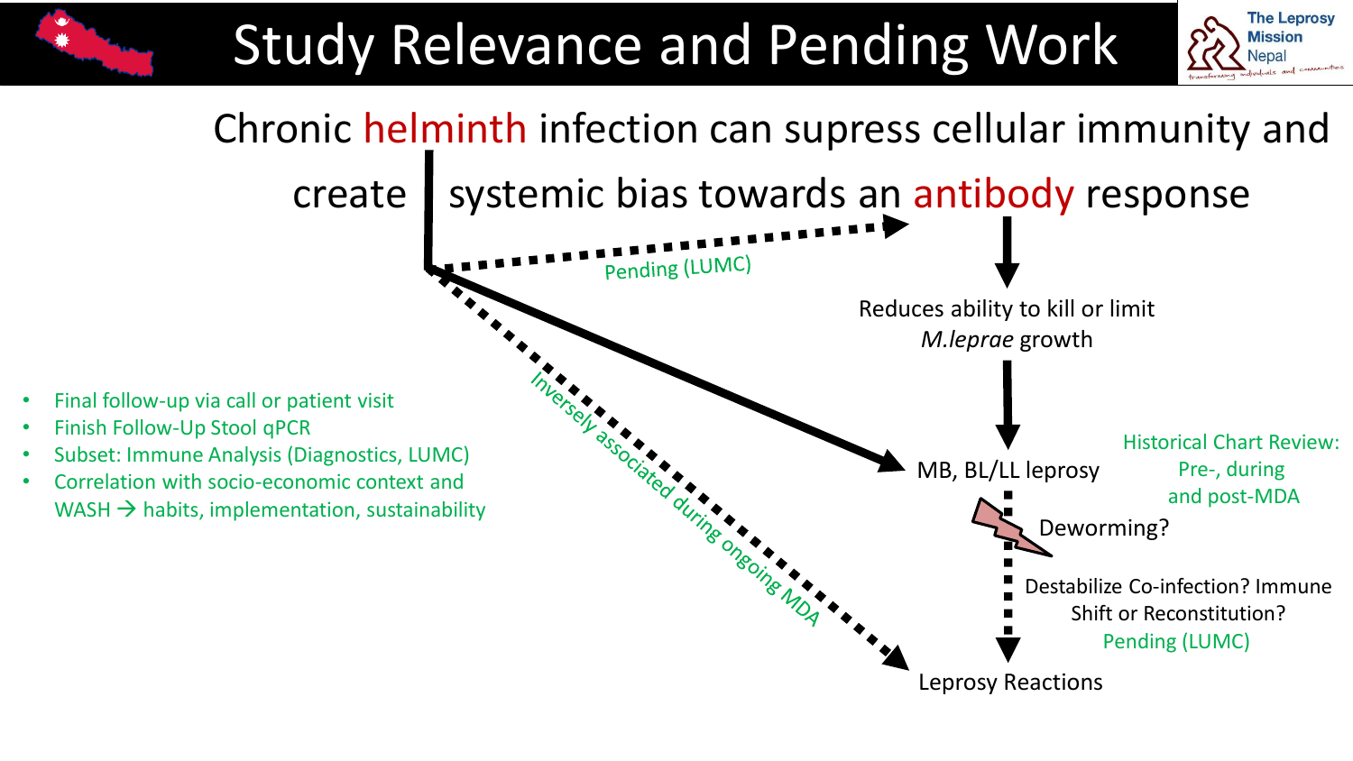# Study Relevance and Pending Work

Chronic helminth infection can supress cellular immunity and create systemic bias towards an antibody response

Pending (LUMC)

Reduces ability to kill or limit *M.leprae* growth

MB, BL/LL leprosy

Historical Chart Review: Pre-, during and post-MDA

Deworming?

Destabilize Co-infection? Immune Shift or Reconstitution?
Pending (LUMC)

Inversely associated during ongoing MDA

Leprosy Reactions

- Final follow-up via call or patient visit
- Finish Follow-Up Stool qPCR
- Subset: Immune Analysis (Diagnostics, LUMC)
- Correlation with socio-economic context and WASH → habits, implementation, sustainability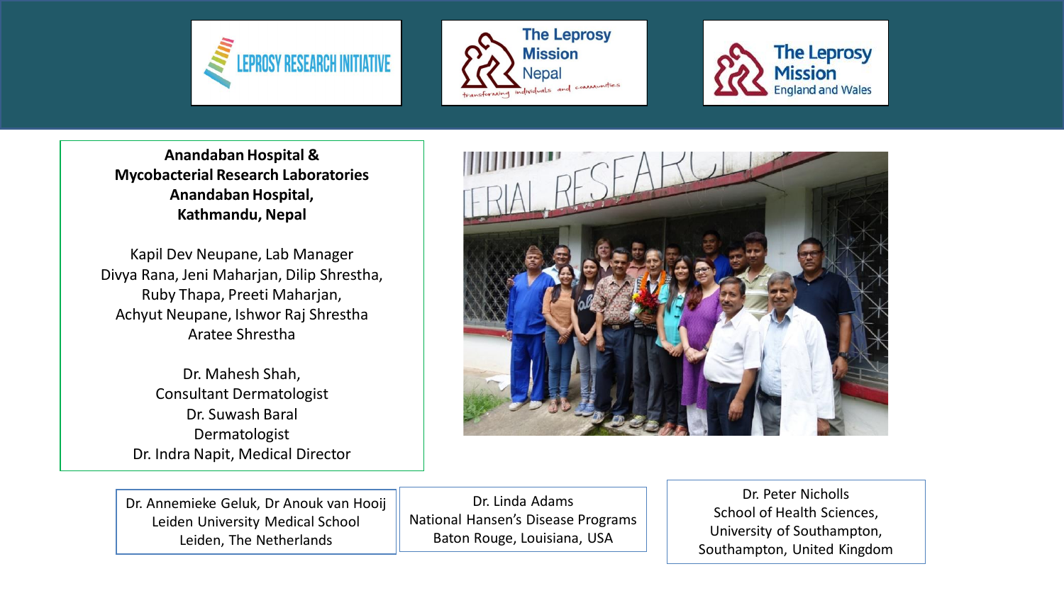LEPROSY RESEARCH INITIATIVE

The Leprosy Mission Nepal
transforming individuals and communities

The Leprosy Mission England and Wales

**Anandaban Hospital &**
**Mycobacterial Research Laboratories**
**Anandaban Hospital,**
**Kathmandu, Nepal**

Kapil Dev Neupane, Lab Manager
Divya Rana, Jeni Maharjan, Dilip Shrestha,
Ruby Thapa, Preeti Maharjan,
Achyut Neupane, Ishwor Raj Shrestha
Aratee Shrestha

Dr. Mahesh Shah,
Consultant Dermatologist
Dr. Suwash Baral
Dermatologist
Dr. Indra Napit, Medical Director

Dr. Annemieke Geluk, Dr Anouk van Hooij
Leiden University Medical School
Leiden, The Netherlands

Dr. Linda Adams
National Hansen's Disease Programs
Baton Rouge, Louisiana, USA

Dr. Peter Nicholls
School of Health Sciences,
University of Southampton,
Southampton, United Kingdom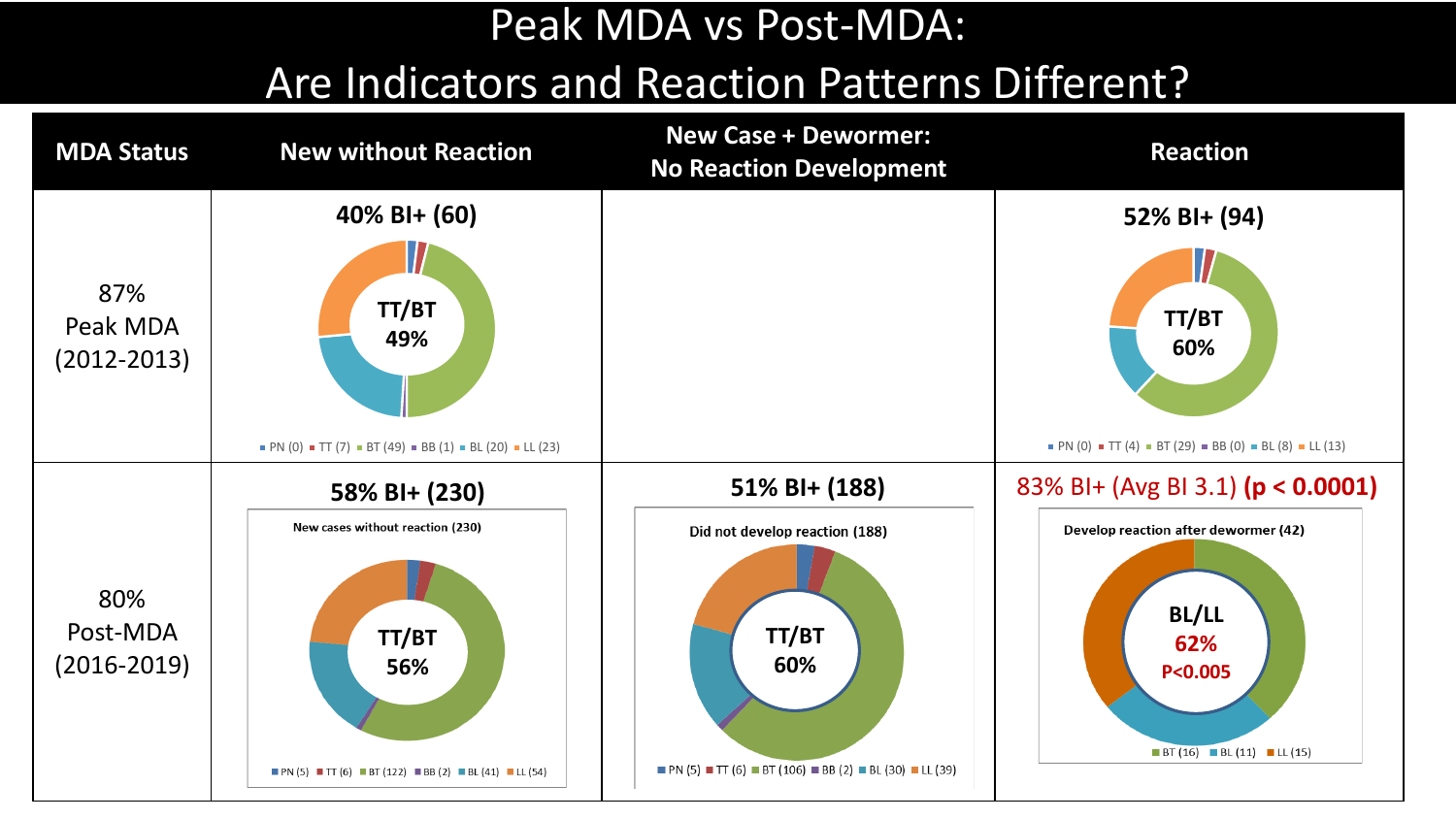# Peak MDA vs Post-MDA: Are Indicators and Reaction Patterns Different?

| MDA Status | New without Reaction | New Case + Dewormer: No Reaction Development | Reaction |
|---|---|---|---|
| 87% Peak MDA (2012-2013) | 40% BI+ (60) | | 52% BI+ (94) |
| 80% Post-MDA (2016-2019) | 58% BI+ (230) | 51% BI+ (188) | 83% BI+ (Avg BI 3.1) (p < 0.0001) |

**87% Peak MDA (2012-2013) – New without Reaction**

40% BI+ (60)

TT/BT 49%

PN (0) TT (7) BT (49) BB (1) BL (20) LL (23)

**87% Peak MDA (2012-2013) – Reaction**

52% BI+ (94)

TT/BT 60%

PN (0) TT (4) BT (29) BB (0) BL (8) LL (13)

**80% Post-MDA (2016-2019) – New without Reaction**

58% BI+ (230)

New cases without reaction (230)

TT/BT 56%

PN (5) TT (6) BT (122) BB (2) BL (41) LL (54)

**80% Post-MDA (2016-2019) – New Case + Dewormer: No Reaction Development**

51% BI+ (188)

Did not develop reaction (188)

TT/BT 60%

PN (5) TT (6) BT (106) BB (2) BL (30) LL (39)

**80% Post-MDA (2016-2019) – Reaction**

83% BI+ (Avg BI 3.1) **(p < 0.0001)**

Develop reaction after dewormer (42)

BL/LL 62% P<0.005

BT (16) BL (11) LL (15)